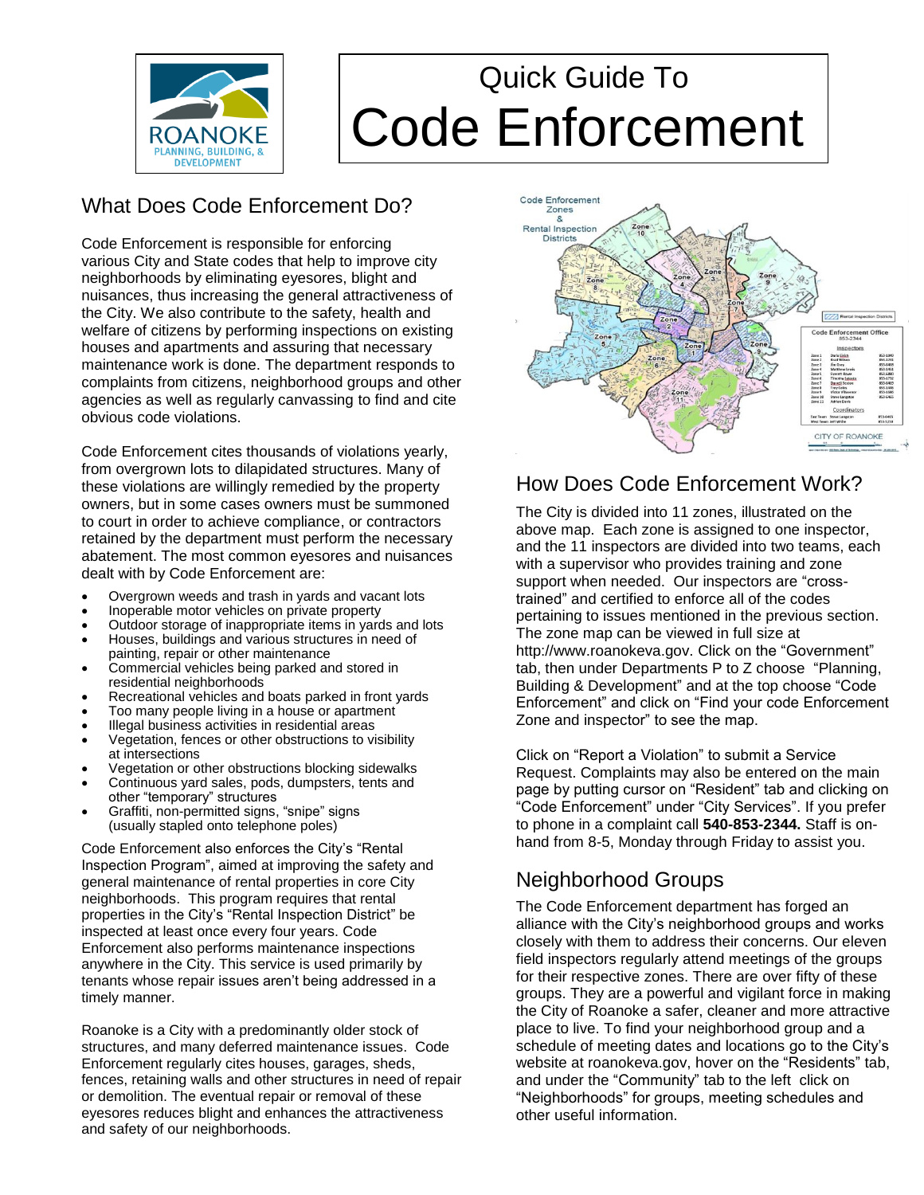# Quick Guide To Code Enforcement

## What Does Code Enforcement Do?

Code Enforcement is responsible for enforcing various City and State codes that help to improve city neighborhoods by eliminating eyesores, blight and nuisances, thus increasing the general attractiveness of the City. We also contribute to the safety, health and welfare of citizens by performing inspections on existing houses and apartments and assuring that necessary maintenance work is done. The department responds to complaints from citizens, neighborhood groups and other agencies as well as regularly canvassing to find and cite obvious code violations.

Code Enforcement cites thousands of violations yearly, from overgrown lots to dilapidated structures. Many of these violations are willingly remedied by the property owners, but in some cases owners must be summoned to court in order to achieve compliance, or contractors retained by the department must perform the necessary abatement. The most common eyesores and nuisances dealt with by Code Enforcement are:

- Overgrown weeds and trash in yards and vacant lots
- Inoperable motor vehicles on private property
- Outdoor storage of inappropriate items in yards and lots
- Houses, buildings and various structures in need of painting, repair or other maintenance
- Commercial vehicles being parked and stored in residential neighborhoods
- Recreational vehicles and boats parked in front yards
- Too many people living in a house or apartment
- Illegal business activities in residential areas
- Vegetation, fences or other obstructions to visibility at intersections
- Vegetation or other obstructions blocking sidewalks
- Continuous yard sales, pods, dumpsters, tents and other "temporary" structures
- Graffiti, non-permitted signs, "snipe" signs (usually stapled onto telephone poles)

Code Enforcement also enforces the City's "Rental Inspection Program", aimed at improving the safety and general maintenance of rental properties in core City neighborhoods. This program requires that rental properties in the City's "Rental Inspection District" be inspected at least once every four years. Code Enforcement also performs maintenance inspections anywhere in the City. This service is used primarily by tenants whose repair issues aren't being addressed in a timely manner.

Roanoke is a City with a predominantly older stock of structures, and many deferred maintenance issues. Code Enforcement regularly cites houses, garages, sheds, fences, retaining walls and other structures in need of repair or demolition. The eventual repair or removal of these eyesores reduces blight and enhances the attractiveness and safety of our neighborhoods.

## How Does Code Enforcement Work?

The City is divided into 11 zones, illustrated on the above map. Each zone is assigned to one inspector, and the 11 inspectors are divided into two teams, each with a supervisor who provides training and zone support when needed. Our inspectors are "cross-trained" and certified to enforce all of the codes pertaining to issues mentioned in the previous section. The zone map can be viewed in full size at http://www.roanokeva.gov. Click on the "Government" tab, then under Departments P to Z choose "Planning, Building & Development" and at the top choose "Code Enforcement" and click on "Find your code Enforcement Zone and inspector" to see the map.

Click on "Report a Violation" to submit a Service Request. Complaints may also be entered on the main page by putting cursor on "Resident" tab and clicking on "Code Enforcement" under "City Services". If you prefer to phone in a complaint call **540-853-2344.** Staff is on-hand from 8-5, Monday through Friday to assist you.

## Neighborhood Groups

The Code Enforcement department has forged an alliance with the City's neighborhood groups and works closely with them to address their concerns. Our eleven field inspectors regularly attend meetings of the groups for their respective zones. There are over fifty of these groups. They are a powerful and vigilant force in making the City of Roanoke a safer, cleaner and more attractive place to live. To find your neighborhood group and a schedule of meeting dates and locations go to the City's website at roanokeva.gov, hover on the "Residents" tab, and under the "Community" tab to the left click on "Neighborhoods" for groups, meeting schedules and other useful information.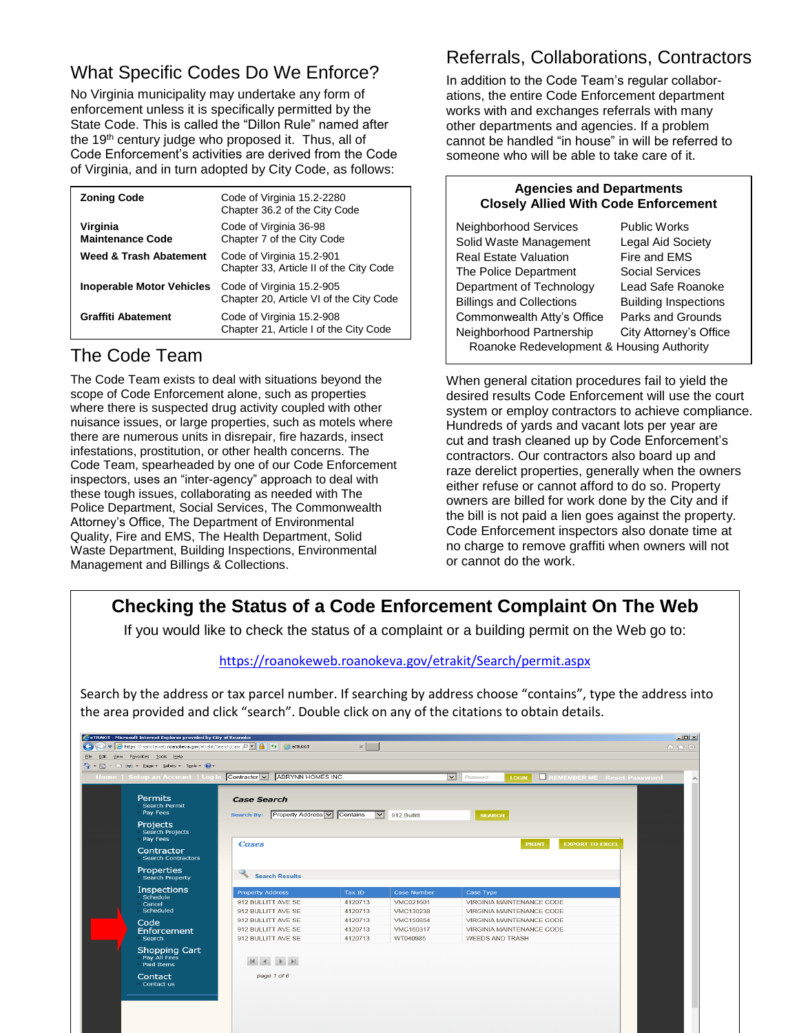## What Specific Codes Do We Enforce?

No Virginia municipality may undertake any form of enforcement unless it is specifically permitted by the State Code. This is called the "Dillon Rule" named after the 19th century judge who proposed it. Thus, all of Code Enforcement's activities are derived from the Code of Virginia, and in turn adopted by City Code, as follows:

| | |
|---|---|
| **Zoning Code** | Code of Virginia 15.2-2280<br>Chapter 36.2 of the City Code |
| **Virginia Maintenance Code** | Code of Virginia 36-98<br>Chapter 7 of the City Code |
| **Weed & Trash Abatement** | Code of Virginia 15.2-901<br>Chapter 33, Article II of the City Code |
| **Inoperable Motor Vehicles** | Code of Virginia 15.2-905<br>Chapter 20, Article VI of the City Code |
| **Graffiti Abatement** | Code of Virginia 15.2-908<br>Chapter 21, Article I of the City Code |

## The Code Team

The Code Team exists to deal with situations beyond the scope of Code Enforcement alone, such as properties where there is suspected drug activity coupled with other nuisance issues, or large properties, such as motels where there are numerous units in disrepair, fire hazards, insect infestations, prostitution, or other health concerns. The Code Team, spearheaded by one of our Code Enforcement inspectors, uses an "inter-agency" approach to deal with these tough issues, collaborating as needed with The Police Department, Social Services, The Commonwealth Attorney's Office, The Department of Environmental Quality, Fire and EMS, The Health Department, Solid Waste Department, Building Inspections, Environmental Management and Billings & Collections.

## Referrals, Collaborations, Contractors

In addition to the Code Team's regular collaborations, the entire Code Enforcement department works with and exchanges referrals with many other departments and agencies. If a problem cannot be handled "in house" in will be referred to someone who will be able to take care of it.

**Agencies and Departments Closely Allied With Code Enforcement**

| | |
|---|---|
| Neighborhood Services | Public Works |
| Solid Waste Management | Legal Aid Society |
| Real Estate Valuation | Fire and EMS |
| The Police Department | Social Services |
| Department of Technology | Lead Safe Roanoke |
| Billings and Collections | Building Inspections |
| Commonwealth Atty's Office | Parks and Grounds |
| Neighborhood Partnership | City Attorney's Office |

Roanoke Redevelopment & Housing Authority

When general citation procedures fail to yield the desired results Code Enforcement will use the court system or employ contractors to achieve compliance. Hundreds of yards and vacant lots per year are cut and trash cleaned up by Code Enforcement's contractors. Our contractors also board up and raze derelict properties, generally when the owners either refuse or cannot afford to do so. Property owners are billed for work done by the City and if the bill is not paid a lien goes against the property. Code Enforcement inspectors also donate time at no charge to remove graffiti when owners will not or cannot do the work.

## Checking the Status of a Code Enforcement Complaint On The Web

If you would like to check the status of a complaint or a building permit on the Web go to:

https://roanokeweb.roanokeva.gov/etrakit/Search/permit.aspx

Search by the address or tax parcel number. If searching by address choose "contains", type the address into the area provided and click "search". Double click on any of the citations to obtain details.

Permits
Search Permit
Pay Fees
Projects
Search Projects
Pay Fees
Contractor
Search Contractors
Properties
Search Property
Inspections
Schedule
Cancel
Scheduled
Code Enforcement
Search
Shopping Cart
Pay All Fees
Paid Items
Contact
Contact us

Case Search

Search By: Property Address | Contains | 912 Bullitt | SEARCH

Cases | PRINT | EXPORT TO EXCEL

Search Results

| Property Address | Tax ID | Case Number | Case Type |
|---|---|---|---|
| 912 BULLITT AVE SE | 4120713 | VMC021601 | VIRGINIA MAINTENANCE CODE |
| 912 BULLITT AVE SE | 4120713 | VMC130238 | VIRGINIA MAINTENANCE CODE |
| 912 BULLITT AVE SE | 4120713 | VMC150854 | VIRGINIA MAINTENANCE CODE |
| 912 BULLITT AVE SE | 4120713 | VMC160317 | VIRGINIA MAINTENANCE CODE |
| 912 BULLITT AVE SE | 4120713 | WT040985 | WEEDS AND TRASH |

page 1 of 6